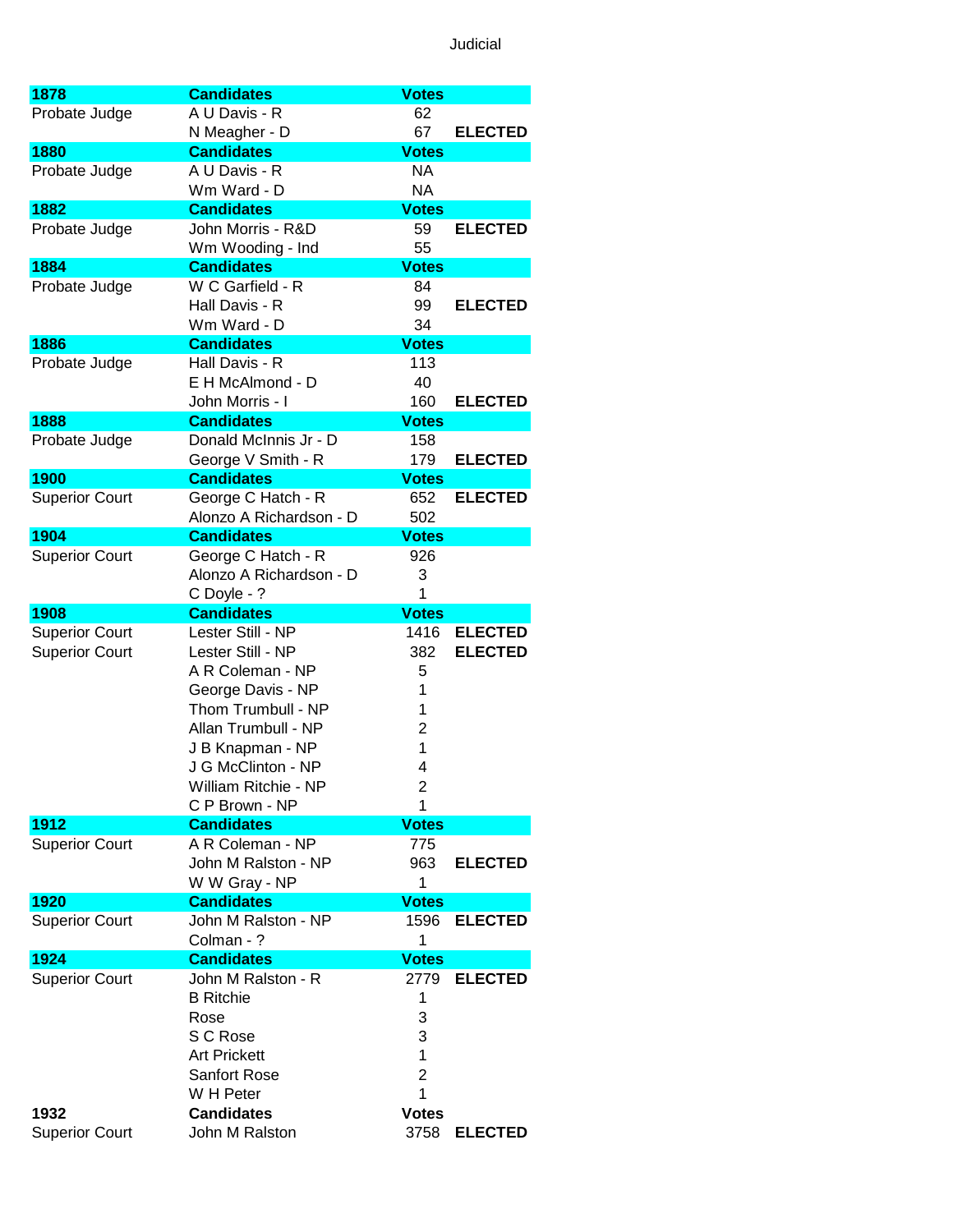# Judicial

| 1878 | Candidates | Votes | |
|---|---|---|---|
| Probate Judge | A U Davis - R | 62 | |
| | N Meagher - D | 67 | ELECTED |
| **1880** | **Candidates** | **Votes** | |
| Probate Judge | A U Davis - R | NA | |
| | Wm Ward - D | NA | |
| **1882** | **Candidates** | **Votes** | |
| Probate Judge | John Morris - R&D | 59 | ELECTED |
| | Wm Wooding - Ind | 55 | |
| **1884** | **Candidates** | **Votes** | |
| Probate Judge | W C Garfield - R | 84 | |
| | Hall Davis - R | 99 | ELECTED |
| | Wm Ward - D | 34 | |
| **1886** | **Candidates** | **Votes** | |
| Probate Judge | Hall Davis - R | 113 | |
| | E H McAlmond - D | 40 | |
| | John Morris - I | 160 | ELECTED |
| **1888** | **Candidates** | **Votes** | |
| Probate Judge | Donald McInnis Jr - D | 158 | |
| | George V Smith - R | 179 | ELECTED |
| **1900** | **Candidates** | **Votes** | |
| Superior Court | George C Hatch - R | 652 | ELECTED |
| | Alonzo A Richardson - D | 502 | |
| **1904** | **Candidates** | **Votes** | |
| Superior Court | George C Hatch - R | 926 | |
| | Alonzo A Richardson - D | 3 | |
| | C Doyle - ? | 1 | |
| **1908** | **Candidates** | **Votes** | |
| Superior Court | Lester Still - NP | 1416 | ELECTED |
| Superior Court | Lester Still - NP | 382 | ELECTED |
| | A R Coleman - NP | 5 | |
| | George Davis - NP | 1 | |
| | Thom Trumbull - NP | 1 | |
| | Allan Trumbull - NP | 2 | |
| | J B Knapman - NP | 1 | |
| | J G McClinton - NP | 4 | |
| | William Ritchie - NP | 2 | |
| | C P Brown - NP | 1 | |
| **1912** | **Candidates** | **Votes** | |
| Superior Court | A R Coleman - NP | 775 | |
| | John M Ralston - NP | 963 | ELECTED |
| | W W Gray - NP | 1 | |
| **1920** | **Candidates** | **Votes** | |
| Superior Court | John M Ralston - NP | 1596 | ELECTED |
| | Colman - ? | 1 | |
| **1924** | **Candidates** | **Votes** | |
| Superior Court | John M Ralston - R | 2779 | ELECTED |
| | B Ritchie | 1 | |
| | Rose | 3 | |
| | S C Rose | 3 | |
| | Art Prickett | 1 | |
| | Sanfort Rose | 2 | |
| | W H Peter | 1 | |
| **1932** | **Candidates** | **Votes** | |
| Superior Court | John M Ralston | 3758 | ELECTED |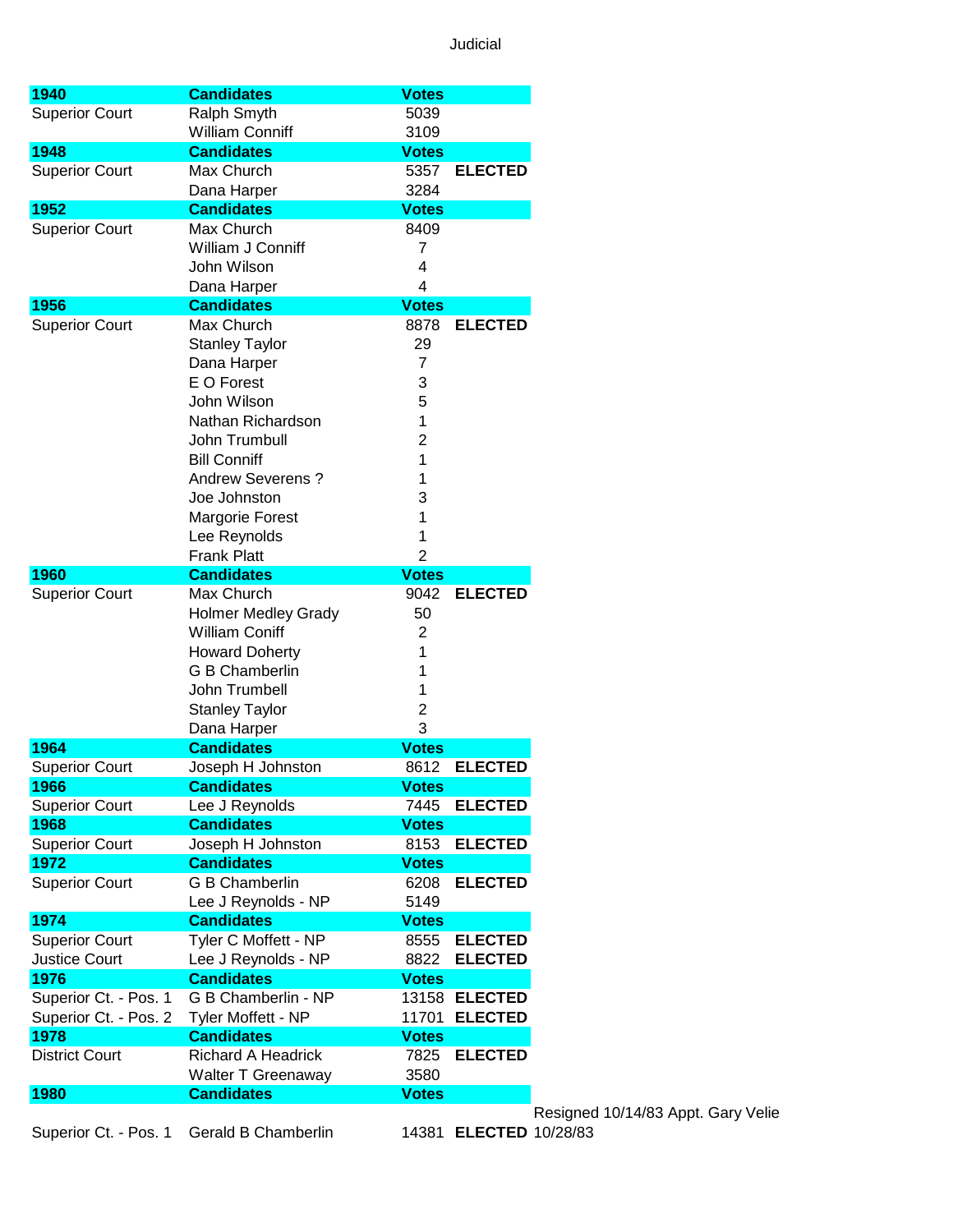# Judicial

| 1940 | Candidates | Votes | | |
|---|---|---|---|---|
| Superior Court | Ralph Smyth | 5039 | | |
| | William Conniff | 3109 | | |
| **1948** | **Candidates** | **Votes** | | |
| Superior Court | Max Church | 5357 | **ELECTED** | |
| | Dana Harper | 3284 | | |
| **1952** | **Candidates** | **Votes** | | |
| Superior Court | Max Church | 8409 | | |
| | William J Conniff | 7 | | |
| | John Wilson | 4 | | |
| | Dana Harper | 4 | | |
| **1956** | **Candidates** | **Votes** | | |
| Superior Court | Max Church | 8878 | **ELECTED** | |
| | Stanley Taylor | 29 | | |
| | Dana Harper | 7 | | |
| | E O Forest | 3 | | |
| | John Wilson | 5 | | |
| | Nathan Richardson | 1 | | |
| | John Trumbull | 2 | | |
| | Bill Conniff | 1 | | |
| | Andrew Severens ? | 1 | | |
| | Joe Johnston | 3 | | |
| | Margorie Forest | 1 | | |
| | Lee Reynolds | 1 | | |
| | Frank Platt | 2 | | |
| **1960** | **Candidates** | **Votes** | | |
| Superior Court | Max Church | 9042 | **ELECTED** | |
| | Holmer Medley Grady | 50 | | |
| | William Coniff | 2 | | |
| | Howard Doherty | 1 | | |
| | G B Chamberlin | 1 | | |
| | John Trumbell | 1 | | |
| | Stanley Taylor | 2 | | |
| | Dana Harper | 3 | | |
| **1964** | **Candidates** | **Votes** | | |
| Superior Court | Joseph H Johnston | 8612 | **ELECTED** | |
| **1966** | **Candidates** | **Votes** | | |
| Superior Court | Lee J Reynolds | 7445 | **ELECTED** | |
| **1968** | **Candidates** | **Votes** | | |
| Superior Court | Joseph H Johnston | 8153 | **ELECTED** | |
| **1972** | **Candidates** | **Votes** | | |
| Superior Court | G B Chamberlin | 6208 | **ELECTED** | |
| | Lee J Reynolds - NP | 5149 | | |
| **1974** | **Candidates** | **Votes** | | |
| Superior Court | Tyler C Moffett - NP | 8555 | **ELECTED** | |
| Justice Court | Lee J Reynolds - NP | 8822 | **ELECTED** | |
| **1976** | **Candidates** | **Votes** | | |
| Superior Ct. - Pos. 1 | G B Chamberlin - NP | 13158 | **ELECTED** | |
| Superior Ct. - Pos. 2 | Tyler Moffett - NP | 11701 | **ELECTED** | |
| **1978** | **Candidates** | **Votes** | | |
| District Court | Richard A Headrick | 7825 | **ELECTED** | |
| | Walter T Greenaway | 3580 | | |
| **1980** | **Candidates** | **Votes** | | |
| Superior Ct. - Pos. 1 | Gerald B Chamberlin | 14381 | **ELECTED** | Resigned 10/14/83 Appt. Gary Velie 10/28/83 |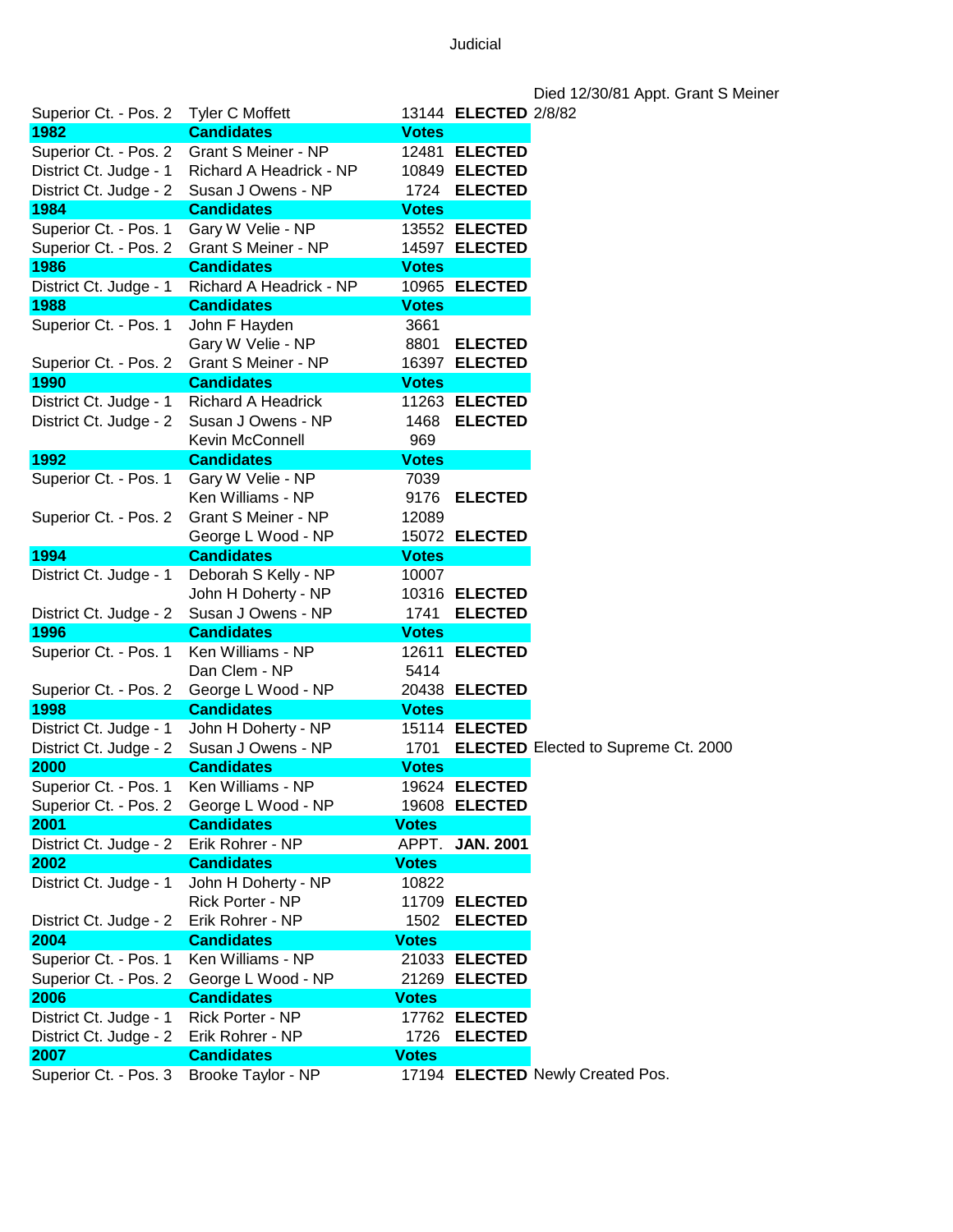# Judicial

| | | | | |
|---|---|---|---|---|
| | | | | Died 12/30/81 Appt. Grant S Meiner |
| Superior Ct. - Pos. 2 | Tyler C Moffett | 13144 | **ELECTED** | 2/8/82 |
| **1982** | **Candidates** | **Votes** | | |
| Superior Ct. - Pos. 2 | Grant S Meiner - NP | 12481 | **ELECTED** | |
| District Ct. Judge - 1 | Richard A Headrick - NP | 10849 | **ELECTED** | |
| District Ct. Judge - 2 | Susan J Owens - NP | 1724 | **ELECTED** | |
| **1984** | **Candidates** | **Votes** | | |
| Superior Ct. - Pos. 1 | Gary W Velie - NP | 13552 | **ELECTED** | |
| Superior Ct. - Pos. 2 | Grant S Meiner - NP | 14597 | **ELECTED** | |
| **1986** | **Candidates** | **Votes** | | |
| District Ct. Judge - 1 | Richard A Headrick - NP | 10965 | **ELECTED** | |
| **1988** | **Candidates** | **Votes** | | |
| Superior Ct. - Pos. 1 | John F Hayden | 3661 | | |
| | Gary W Velie - NP | 8801 | **ELECTED** | |
| Superior Ct. - Pos. 2 | Grant S Meiner - NP | 16397 | **ELECTED** | |
| **1990** | **Candidates** | **Votes** | | |
| District Ct. Judge - 1 | Richard A Headrick | 11263 | **ELECTED** | |
| District Ct. Judge - 2 | Susan J Owens - NP | 1468 | **ELECTED** | |
| | Kevin McConnell | 969 | | |
| **1992** | **Candidates** | **Votes** | | |
| Superior Ct. - Pos. 1 | Gary W Velie - NP | 7039 | | |
| | Ken Williams - NP | 9176 | **ELECTED** | |
| Superior Ct. - Pos. 2 | Grant S Meiner - NP | 12089 | | |
| | George L Wood - NP | 15072 | **ELECTED** | |
| **1994** | **Candidates** | **Votes** | | |
| District Ct. Judge - 1 | Deborah S Kelly - NP | 10007 | | |
| | John H Doherty - NP | 10316 | **ELECTED** | |
| District Ct. Judge - 2 | Susan J Owens - NP | 1741 | **ELECTED** | |
| **1996** | **Candidates** | **Votes** | | |
| Superior Ct. - Pos. 1 | Ken Williams - NP | 12611 | **ELECTED** | |
| | Dan Clem - NP | 5414 | | |
| Superior Ct. - Pos. 2 | George L Wood - NP | 20438 | **ELECTED** | |
| **1998** | **Candidates** | **Votes** | | |
| District Ct. Judge - 1 | John H Doherty - NP | 15114 | **ELECTED** | |
| District Ct. Judge - 2 | Susan J Owens - NP | 1701 | **ELECTED** | Elected to Supreme Ct. 2000 |
| **2000** | **Candidates** | **Votes** | | |
| Superior Ct. - Pos. 1 | Ken Williams - NP | 19624 | **ELECTED** | |
| Superior Ct. - Pos. 2 | George L Wood - NP | 19608 | **ELECTED** | |
| **2001** | **Candidates** | **Votes** | | |
| District Ct. Judge - 2 | Erik Rohrer - NP | APPT. | **JAN. 2001** | |
| **2002** | **Candidates** | **Votes** | | |
| District Ct. Judge - 1 | John H Doherty - NP | 10822 | | |
| | Rick Porter - NP | 11709 | **ELECTED** | |
| District Ct. Judge - 2 | Erik Rohrer - NP | 1502 | **ELECTED** | |
| **2004** | **Candidates** | **Votes** | | |
| Superior Ct. - Pos. 1 | Ken Williams - NP | 21033 | **ELECTED** | |
| Superior Ct. - Pos. 2 | George L Wood - NP | 21269 | **ELECTED** | |
| **2006** | **Candidates** | **Votes** | | |
| District Ct. Judge - 1 | Rick Porter - NP | 17762 | **ELECTED** | |
| District Ct. Judge - 2 | Erik Rohrer - NP | 1726 | **ELECTED** | |
| **2007** | **Candidates** | **Votes** | | |
| Superior Ct. - Pos. 3 | Brooke Taylor - NP | 17194 | **ELECTED** | Newly Created Pos. |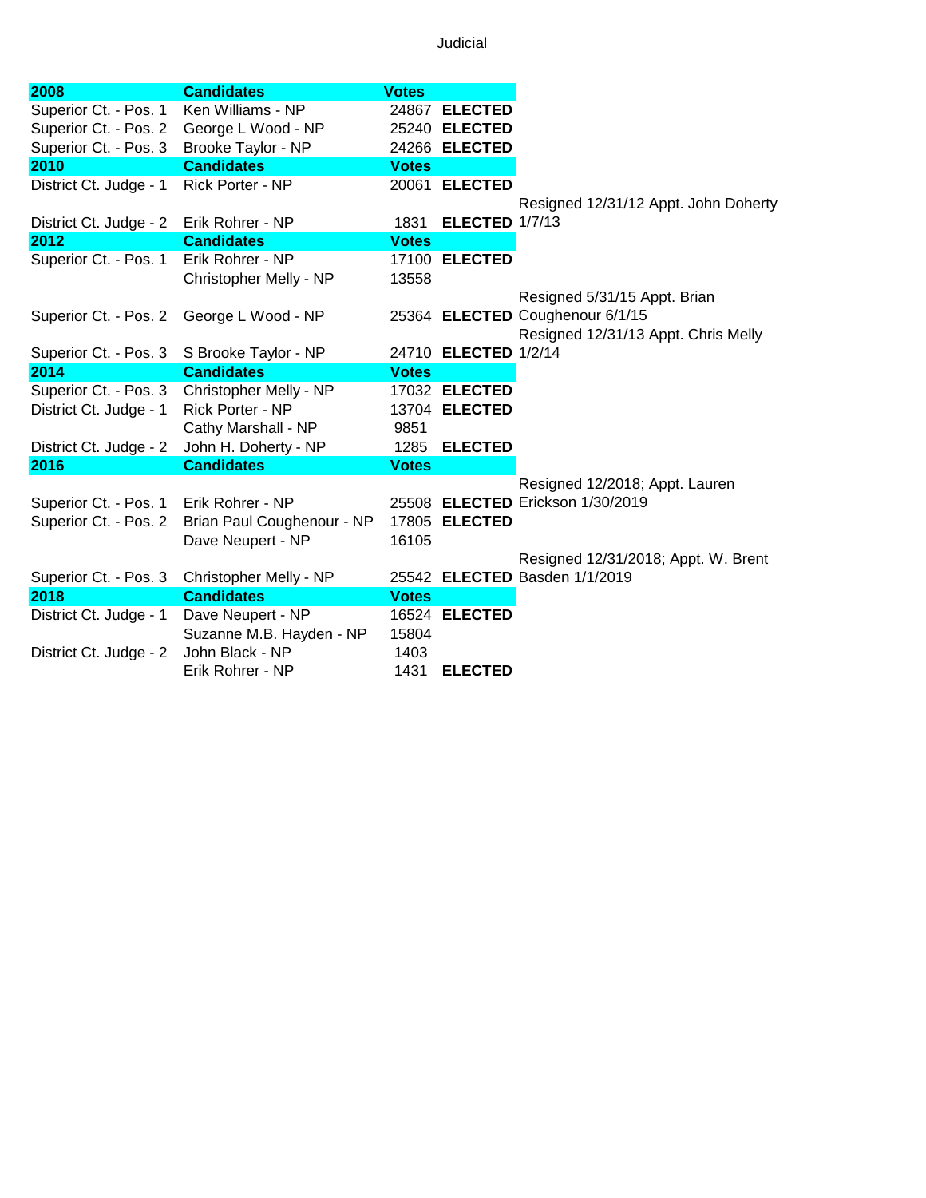Judicial

| 2008 | Candidates | Votes | | |
|---|---|---|---|---|
| Superior Ct. - Pos. 1 | Ken Williams - NP | 24867 | **ELECTED** | |
| Superior Ct. - Pos. 2 | George L Wood - NP | 25240 | **ELECTED** | |
| Superior Ct. - Pos. 3 | Brooke Taylor - NP | 24266 | **ELECTED** | |
| **2010** | **Candidates** | **Votes** | | |
| District Ct. Judge - 1 | Rick Porter - NP | 20061 | **ELECTED** | |
| District Ct. Judge - 2 | Erik Rohrer - NP | 1831 | **ELECTED** | Resigned 12/31/12 Appt. John Doherty 1/7/13 |
| **2012** | **Candidates** | **Votes** | | |
| Superior Ct. - Pos. 1 | Erik Rohrer - NP | 17100 | **ELECTED** | |
| | Christopher Melly - NP | 13558 | | |
| Superior Ct. - Pos. 2 | George L Wood - NP | 25364 | **ELECTED** | Resigned 5/31/15 Appt. Brian Coughenour 6/1/15 |
| Superior Ct. - Pos. 3 | S Brooke Taylor - NP | 24710 | **ELECTED** | Resigned 12/31/13 Appt. Chris Melly 1/2/14 |
| **2014** | **Candidates** | **Votes** | | |
| Superior Ct. - Pos. 3 | Christopher Melly - NP | 17032 | **ELECTED** | |
| District Ct. Judge - 1 | Rick Porter - NP | 13704 | **ELECTED** | |
| | Cathy Marshall - NP | 9851 | | |
| District Ct. Judge - 2 | John H. Doherty - NP | 1285 | **ELECTED** | |
| **2016** | **Candidates** | **Votes** | | |
| Superior Ct. - Pos. 1 | Erik Rohrer - NP | 25508 | **ELECTED** | Resigned 12/2018; Appt. Lauren Erickson 1/30/2019 |
| Superior Ct. - Pos. 2 | Brian Paul Coughenour - NP | 17805 | **ELECTED** | |
| | Dave Neupert - NP | 16105 | | |
| Superior Ct. - Pos. 3 | Christopher Melly - NP | 25542 | **ELECTED** | Resigned 12/31/2018; Appt. W. Brent Basden 1/1/2019 |
| **2018** | **Candidates** | **Votes** | | |
| District Ct. Judge - 1 | Dave Neupert - NP | 16524 | **ELECTED** | |
| | Suzanne M.B. Hayden - NP | 15804 | | |
| District Ct. Judge - 2 | John Black - NP | 1403 | | |
| | Erik Rohrer - NP | 1431 | **ELECTED** | |